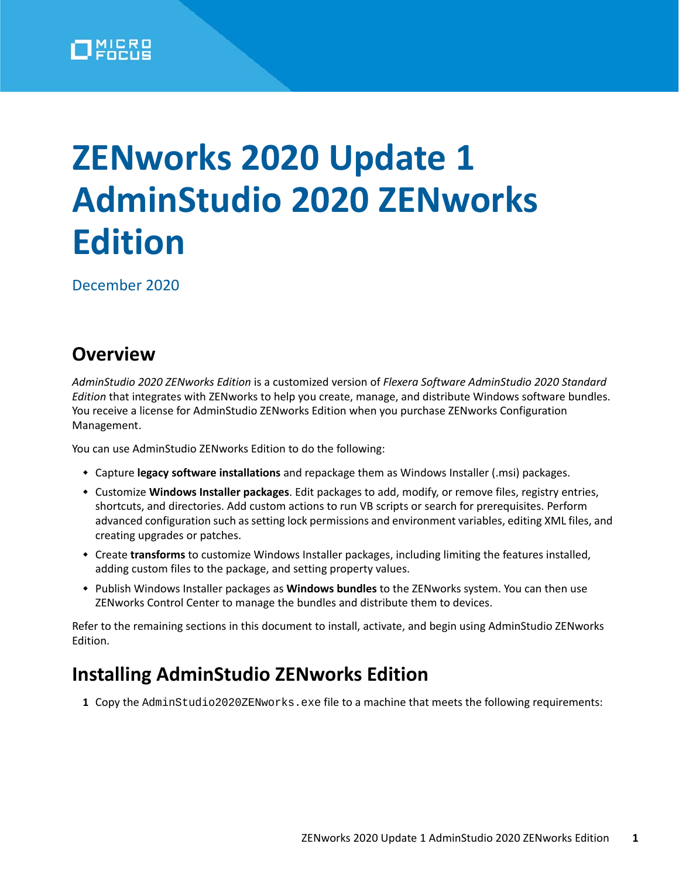# ZENworks 2020 Update 1 AdminStudio 2020 ZENworks Edition

December 2020

## Overview

*AdminStudio 2020 ZENworks Edition* is a customized version of *Flexera Software AdminStudio 2020 Standard Edition* that integrates with ZENworks to help you create, manage, and distribute Windows software bundles. You receive a license for AdminStudio ZENworks Edition when you purchase ZENworks Configuration Management.

You can use AdminStudio ZENworks Edition to do the following:

- Capture **legacy software installations** and repackage them as Windows Installer (.msi) packages.
- Customize **Windows Installer packages**. Edit packages to add, modify, or remove files, registry entries, shortcuts, and directories. Add custom actions to run VB scripts or search for prerequisites. Perform advanced configuration such as setting lock permissions and environment variables, editing XML files, and creating upgrades or patches.
- Create **transforms** to customize Windows Installer packages, including limiting the features installed, adding custom files to the package, and setting property values.
- Publish Windows Installer packages as **Windows bundles** to the ZENworks system. You can then use ZENworks Control Center to manage the bundles and distribute them to devices.

Refer to the remaining sections in this document to install, activate, and begin using AdminStudio ZENworks Edition.

## Installing AdminStudio ZENworks Edition

1. Copy the `AdminStudio2020ZENworks.exe` file to a machine that meets the following requirements: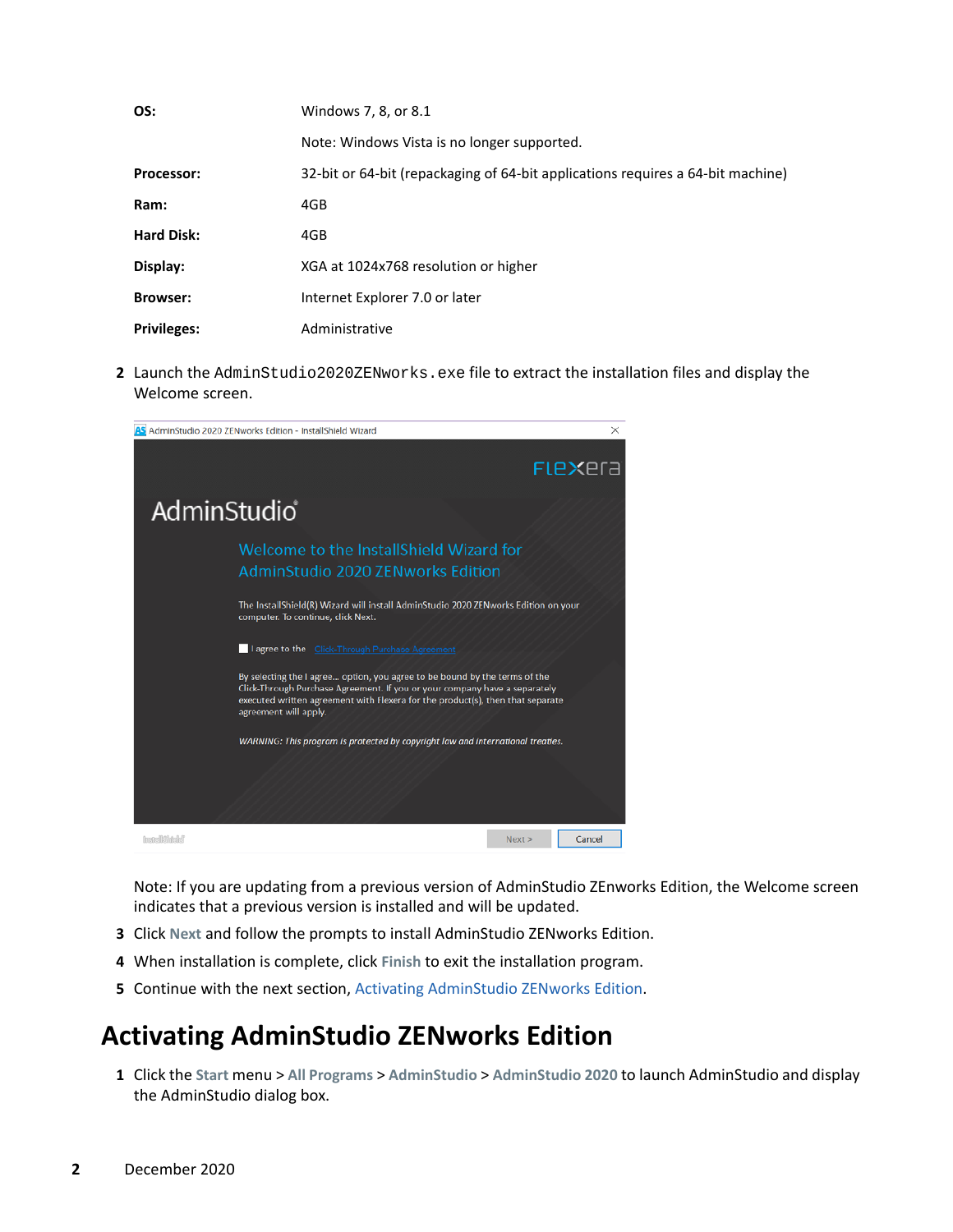| | |
|---|---|
| **OS:** | Windows 7, 8, or 8.1 |
| | Note: Windows Vista is no longer supported. |
| **Processor:** | 32-bit or 64-bit (repackaging of 64-bit applications requires a 64-bit machine) |
| **Ram:** | 4GB |
| **Hard Disk:** | 4GB |
| **Display:** | XGA at 1024x768 resolution or higher |
| **Browser:** | Internet Explorer 7.0 or later |
| **Privileges:** | Administrative |

2. Launch the `AdminStudio2020ZENworks.exe` file to extract the installation files and display the Welcome screen.

   Note: If you are updating from a previous version of AdminStudio ZENworks Edition, the Welcome screen indicates that a previous version is installed and will be updated.

3. Click **Next** and follow the prompts to install AdminStudio ZENworks Edition.
4. When installation is complete, click **Finish** to exit the installation program.
5. Continue with the next section, Activating AdminStudio ZENworks Edition.

# Activating AdminStudio ZENworks Edition

1. Click the **Start** menu > **All Programs** > **AdminStudio** > **AdminStudio 2020** to launch AdminStudio and display the AdminStudio dialog box.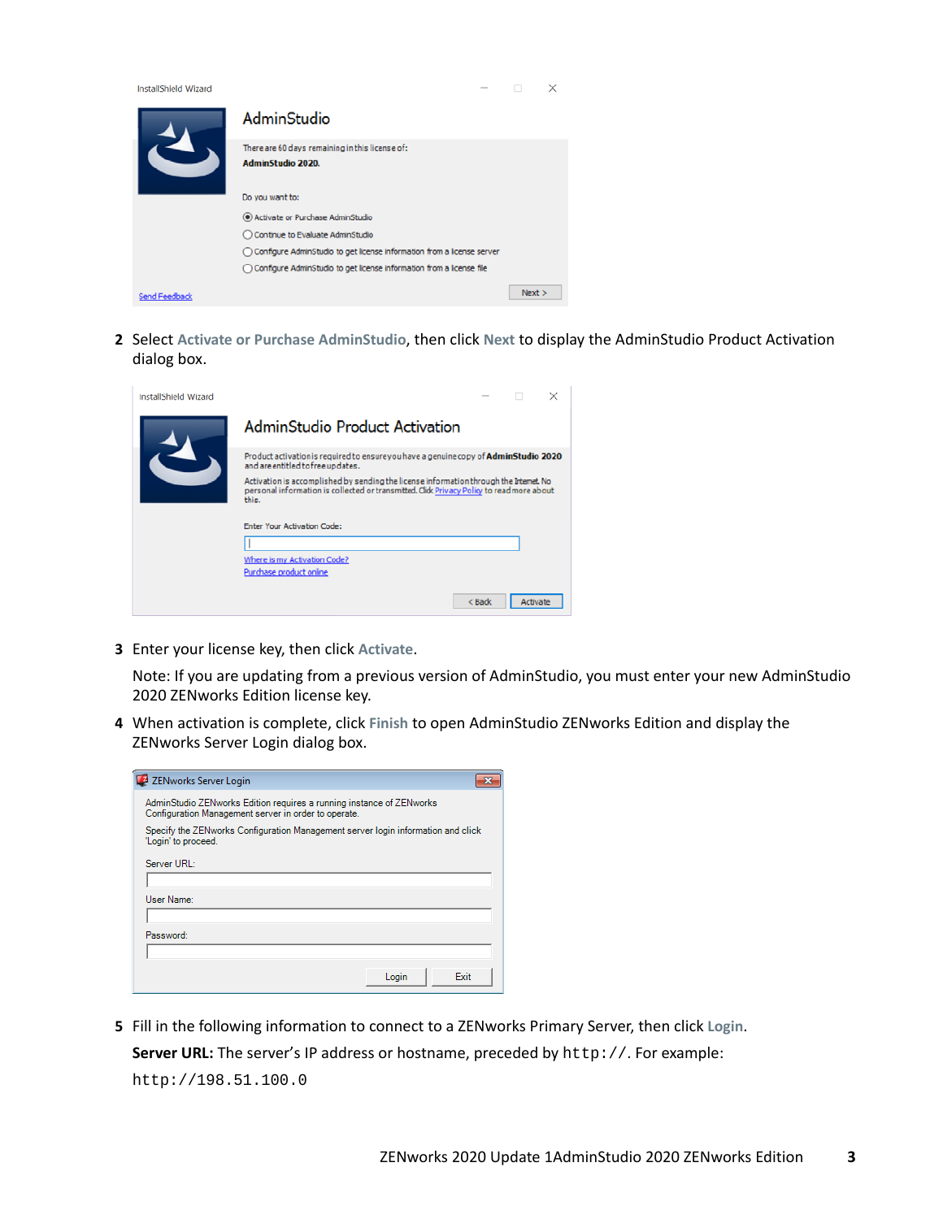2. Select **Activate or Purchase AdminStudio**, then click **Next** to display the AdminStudio Product Activation dialog box.

3. Enter your license key, then click **Activate**.

   Note: If you are updating from a previous version of AdminStudio, you must enter your new AdminStudio 2020 ZENworks Edition license key.

4. When activation is complete, click **Finish** to open AdminStudio ZENworks Edition and display the ZENworks Server Login dialog box.

5. Fill in the following information to connect to a ZENworks Primary Server, then click **Login**.

   **Server URL:** The server's IP address or hostname, preceded by `http://`. For example:

   `http://198.51.100.0`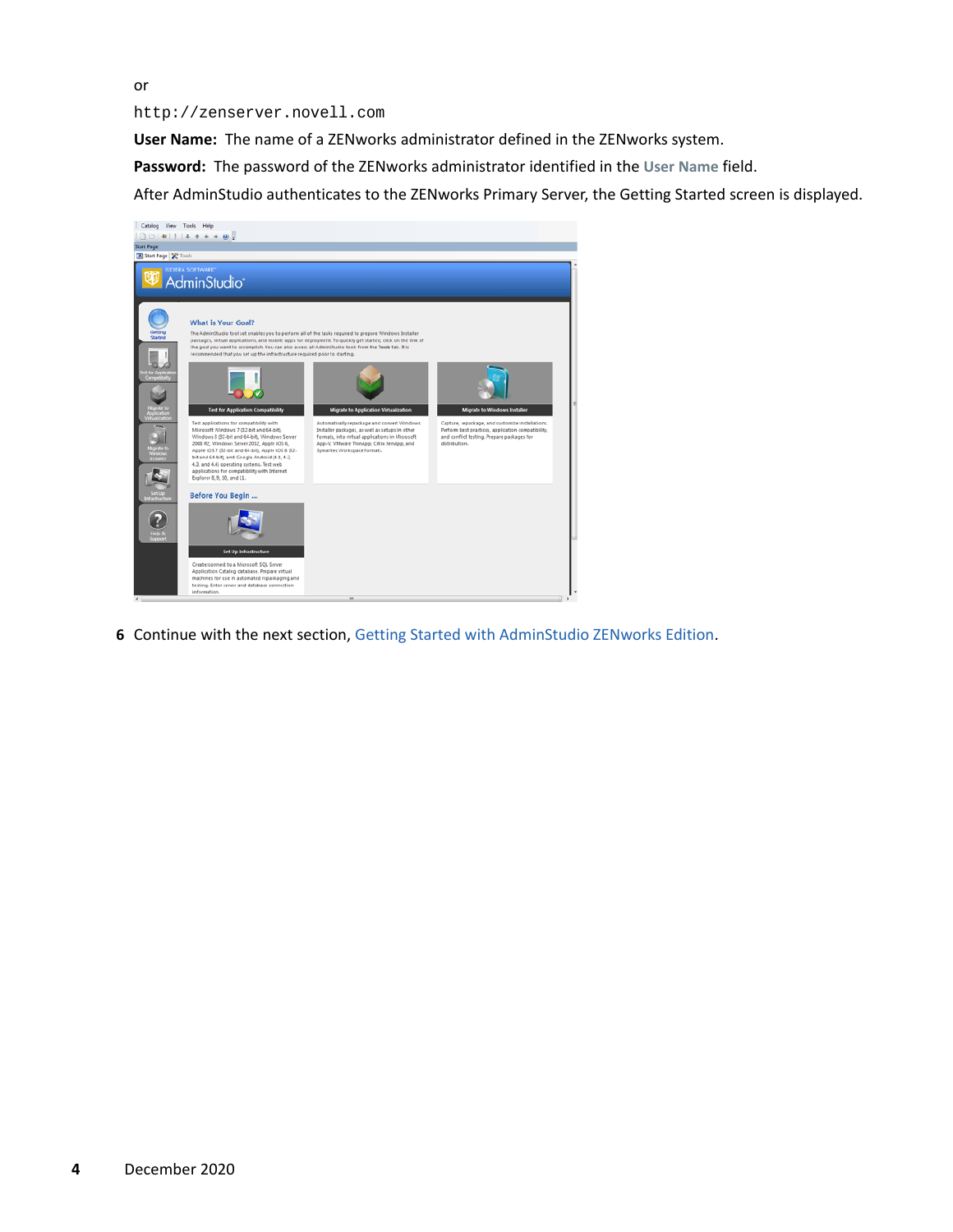or

```
http://zenserver.novell.com
```

**User Name:** The name of a ZENworks administrator defined in the ZENworks system.

**Password:** The password of the ZENworks administrator identified in the User Name field.

After AdminStudio authenticates to the ZENworks Primary Server, the Getting Started screen is displayed.

6 Continue with the next section, Getting Started with AdminStudio ZENworks Edition.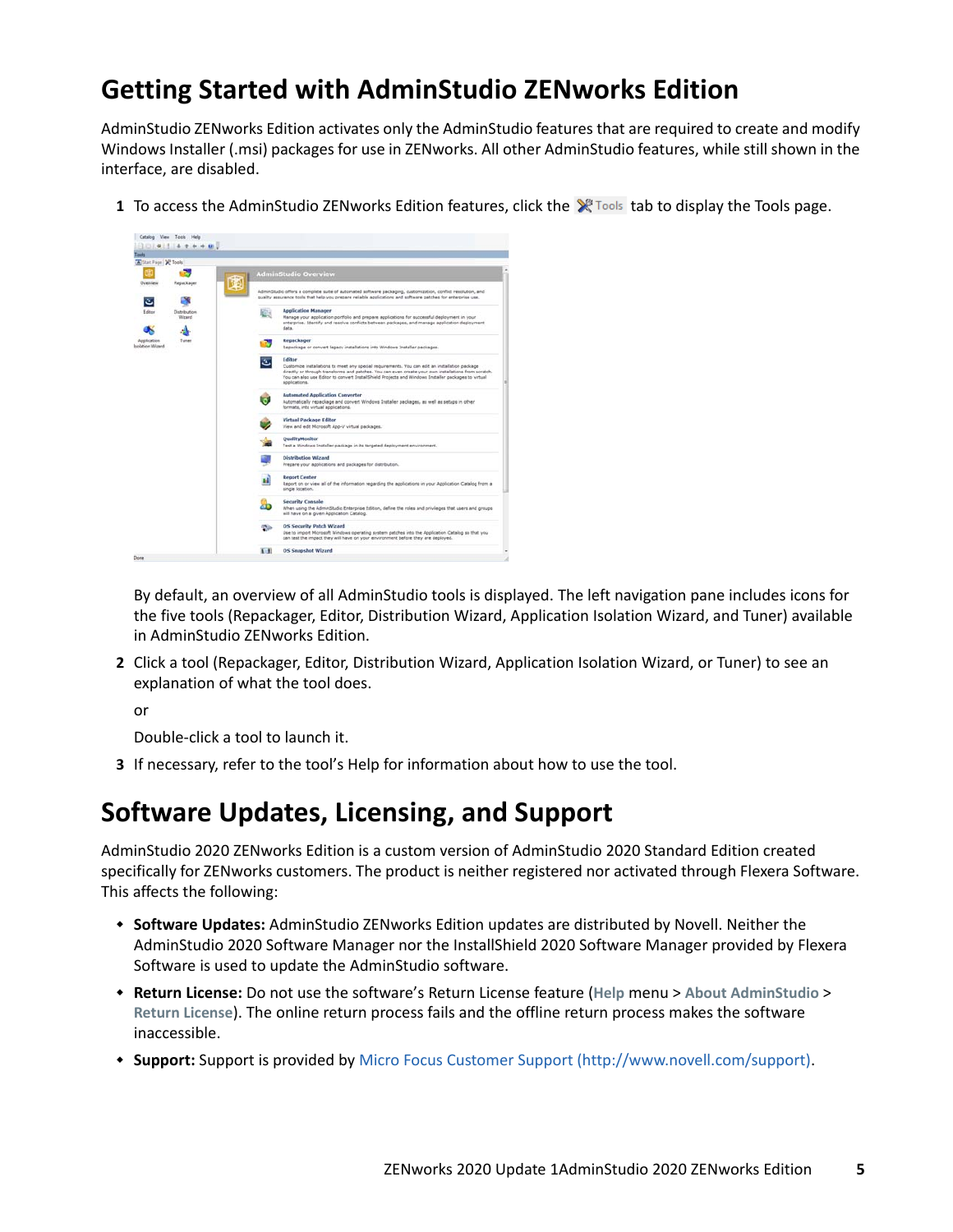# Getting Started with AdminStudio ZENworks Edition

AdminStudio ZENworks Edition activates only the AdminStudio features that are required to create and modify Windows Installer (.msi) packages for use in ZENworks. All other AdminStudio features, while still shown in the interface, are disabled.

1 To access the AdminStudio ZENworks Edition features, click the Tools tab to display the Tools page.

   By default, an overview of all AdminStudio tools is displayed. The left navigation pane includes icons for the five tools (Repackager, Editor, Distribution Wizard, Application Isolation Wizard, and Tuner) available in AdminStudio ZENworks Edition.

2 Click a tool (Repackager, Editor, Distribution Wizard, Application Isolation Wizard, or Tuner) to see an explanation of what the tool does.

   or

   Double-click a tool to launch it.

3 If necessary, refer to the tool's Help for information about how to use the tool.

# Software Updates, Licensing, and Support

AdminStudio 2020 ZENworks Edition is a custom version of AdminStudio 2020 Standard Edition created specifically for ZENworks customers. The product is neither registered nor activated through Flexera Software. This affects the following:

- **Software Updates:** AdminStudio ZENworks Edition updates are distributed by Novell. Neither the AdminStudio 2020 Software Manager nor the InstallShield 2020 Software Manager provided by Flexera Software is used to update the AdminStudio software.
- **Return License:** Do not use the software's Return License feature (**Help** menu > **About AdminStudio** > **Return License**). The online return process fails and the offline return process makes the software inaccessible.
- **Support:** Support is provided by Micro Focus Customer Support (http://www.novell.com/support).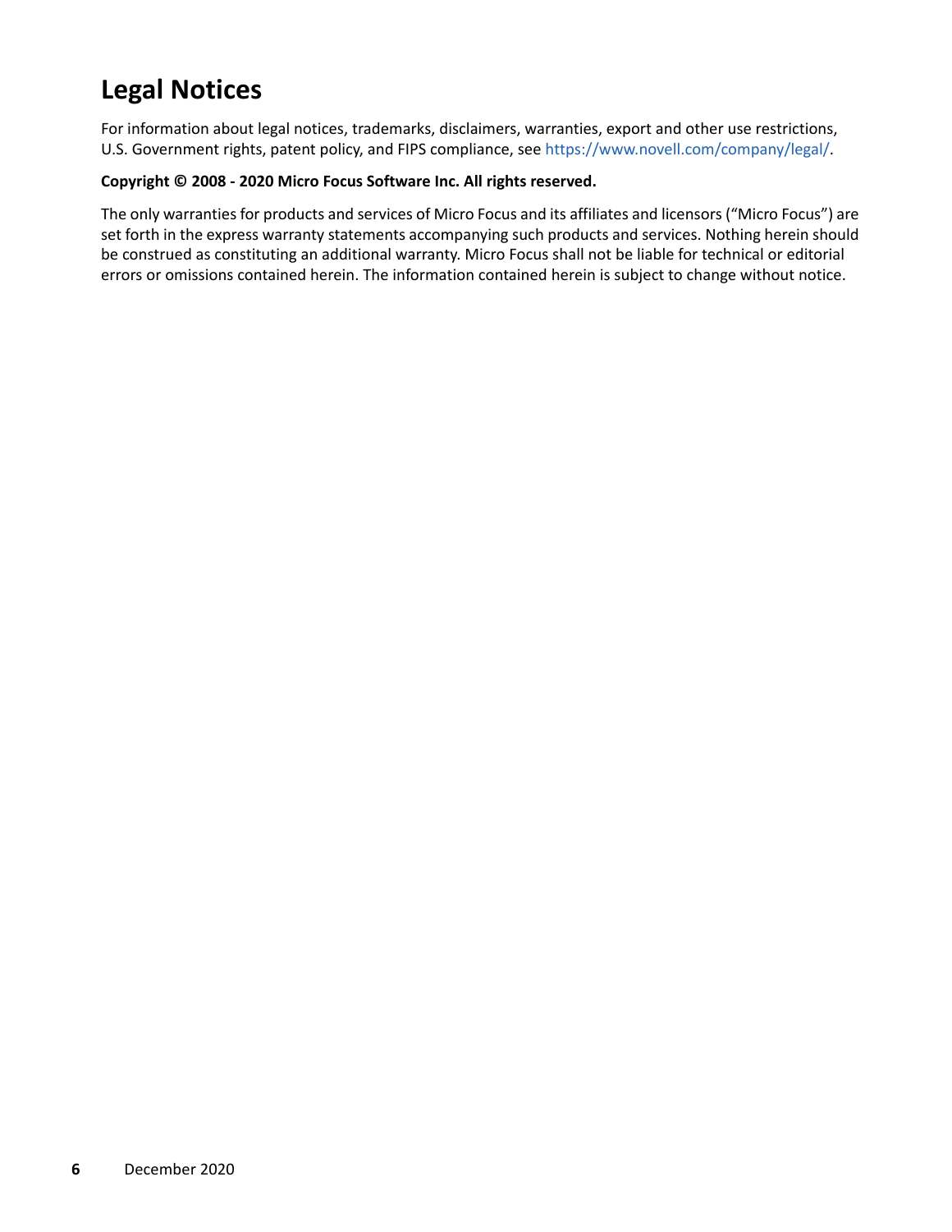# Legal Notices

For information about legal notices, trademarks, disclaimers, warranties, export and other use restrictions, U.S. Government rights, patent policy, and FIPS compliance, see https://www.novell.com/company/legal/.

**Copyright © 2008 - 2020 Micro Focus Software Inc. All rights reserved.**

The only warranties for products and services of Micro Focus and its affiliates and licensors (“Micro Focus”) are set forth in the express warranty statements accompanying such products and services. Nothing herein should be construed as constituting an additional warranty. Micro Focus shall not be liable for technical or editorial errors or omissions contained herein. The information contained herein is subject to change without notice.